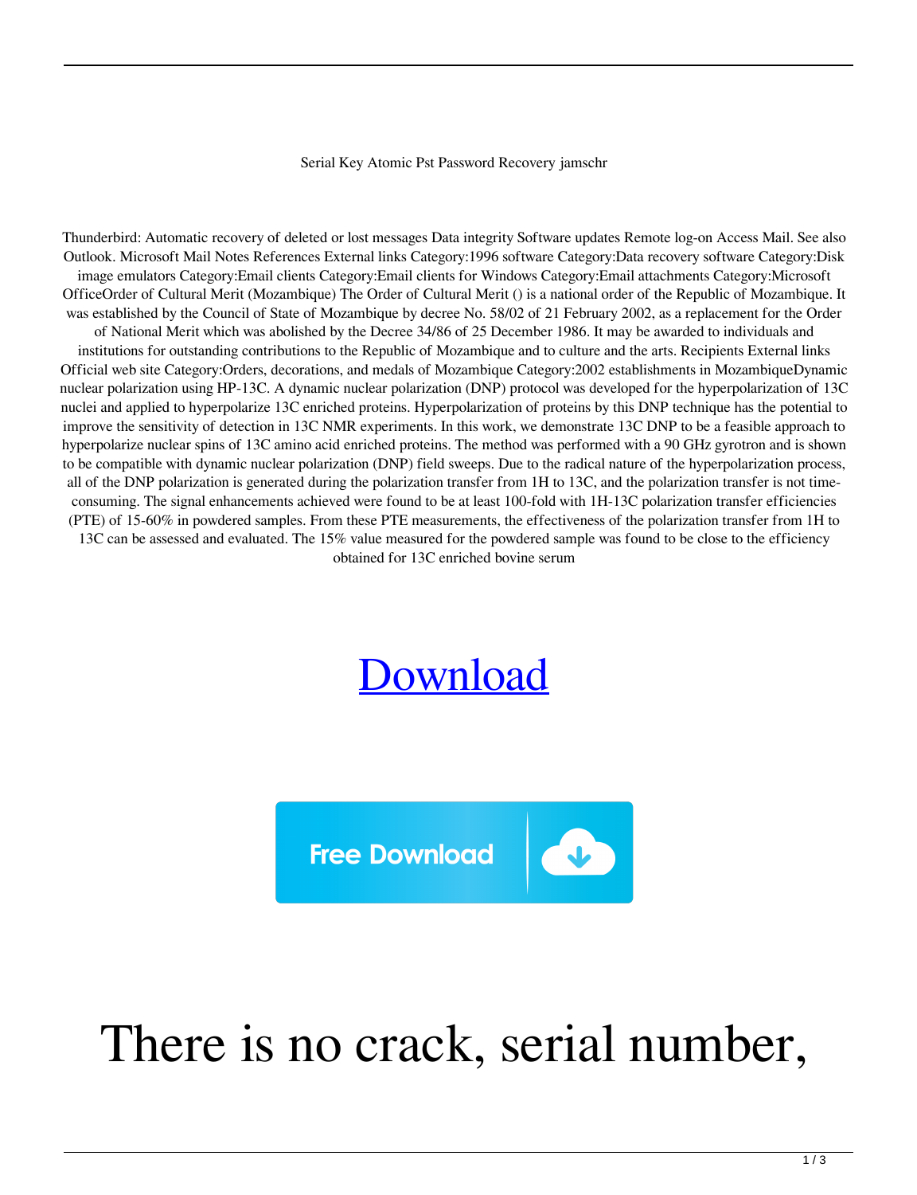Serial Key Atomic Pst Password Recovery jamschr

Thunderbird: Automatic recovery of deleted or lost messages Data integrity Software updates Remote log-on Access Mail. See also Outlook. Microsoft Mail Notes References External links Category:1996 software Category:Data recovery software Category:Disk image emulators Category:Email clients Category:Email clients for Windows Category:Email attachments Category:Microsoft OfficeOrder of Cultural Merit (Mozambique) The Order of Cultural Merit () is a national order of the Republic of Mozambique. It was established by the Council of State of Mozambique by decree No. 58/02 of 21 February 2002, as a replacement for the Order of National Merit which was abolished by the Decree 34/86 of 25 December 1986. It may be awarded to individuals and institutions for outstanding contributions to the Republic of Mozambique and to culture and the arts. Recipients External links Official web site Category:Orders, decorations, and medals of Mozambique Category:2002 establishments in MozambiqueDynamic nuclear polarization using HP-13C. A dynamic nuclear polarization (DNP) protocol was developed for the hyperpolarization of 13C nuclei and applied to hyperpolarize 13C enriched proteins. Hyperpolarization of proteins by this DNP technique has the potential to improve the sensitivity of detection in 13C NMR experiments. In this work, we demonstrate 13C DNP to be a feasible approach to hyperpolarize nuclear spins of 13C amino acid enriched proteins. The method was performed with a 90 GHz gyrotron and is shown to be compatible with dynamic nuclear polarization (DNP) field sweeps. Due to the radical nature of the hyperpolarization process, all of the DNP polarization is generated during the polarization transfer from 1H to 13C, and the polarization transfer is not time-consuming. The signal enhancements achieved were found to be at least 100-fold with 1H-13C polarization transfer efficiencies (PTE) of 15-60% in powdered samples. From these PTE measurements, the effectiveness of the polarization transfer from 1H to 13C can be assessed and evaluated. The 15% value measured for the powdered sample was found to be close to the efficiency obtained for 13C enriched bovine serum

[Download]

Free Download

# There is no crack, serial number,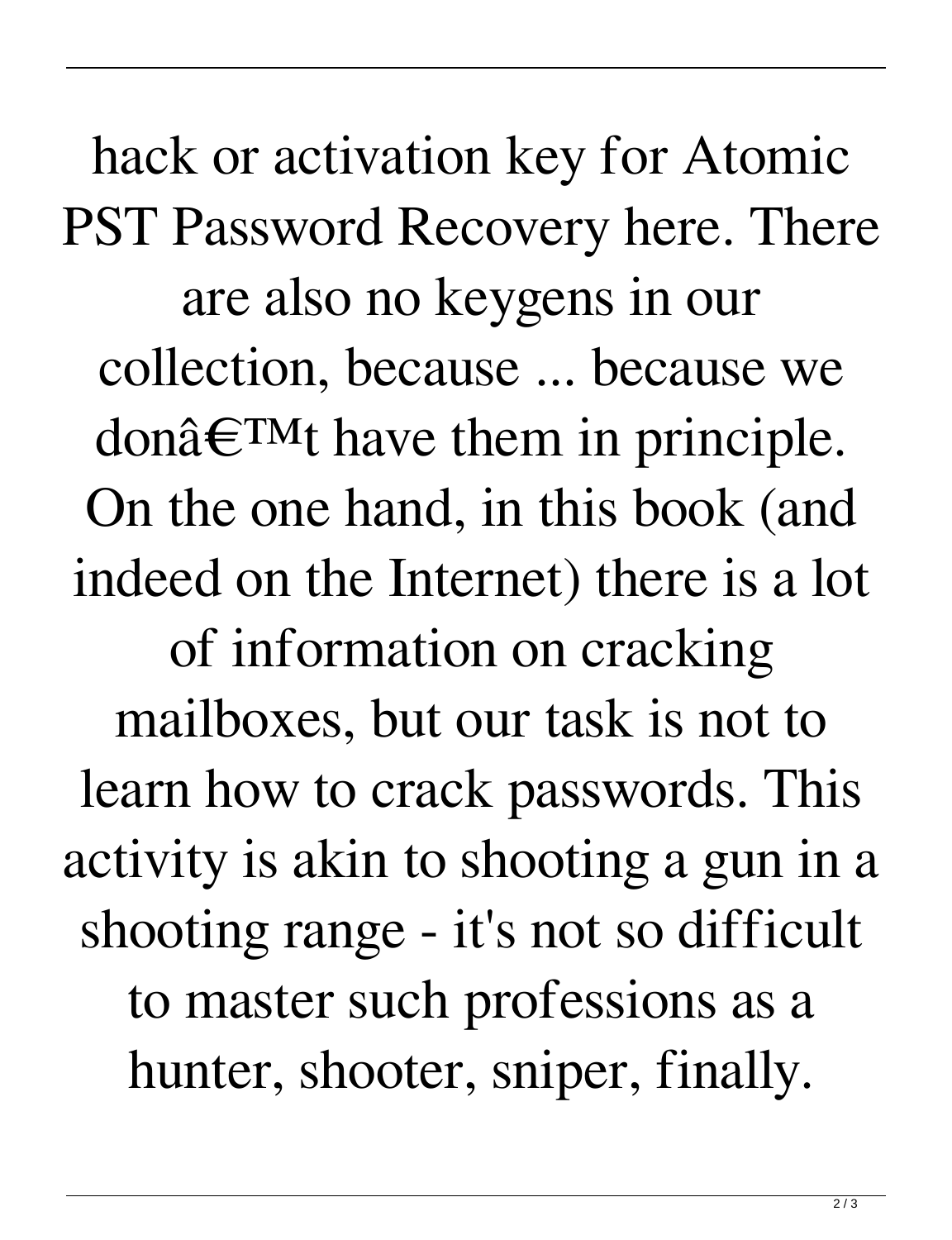hack or activation key for Atomic PST Password Recovery here. There are also no keygens in our collection, because ... because we donâ€™t have them in principle. On the one hand, in this book (and indeed on the Internet) there is a lot of information on cracking mailboxes, but our task is not to learn how to crack passwords. This activity is akin to shooting a gun in a shooting range - it's not so difficult to master such professions as a hunter, shooter, sniper, finally.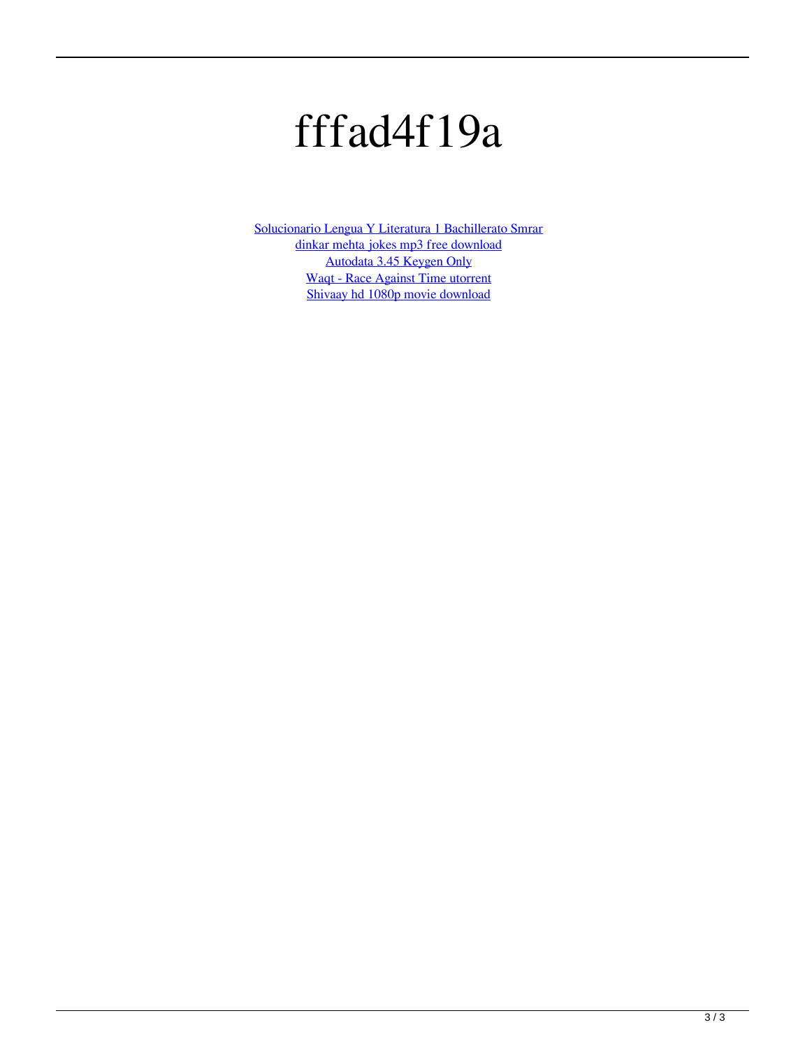# fffad4f19a

Solucionario Lengua Y Literatura 1 Bachillerato Smrar
dinkar mehta jokes mp3 free download
Autodata 3.45 Keygen Only
Waqt - Race Against Time utorrent
Shivaay hd 1080p movie download